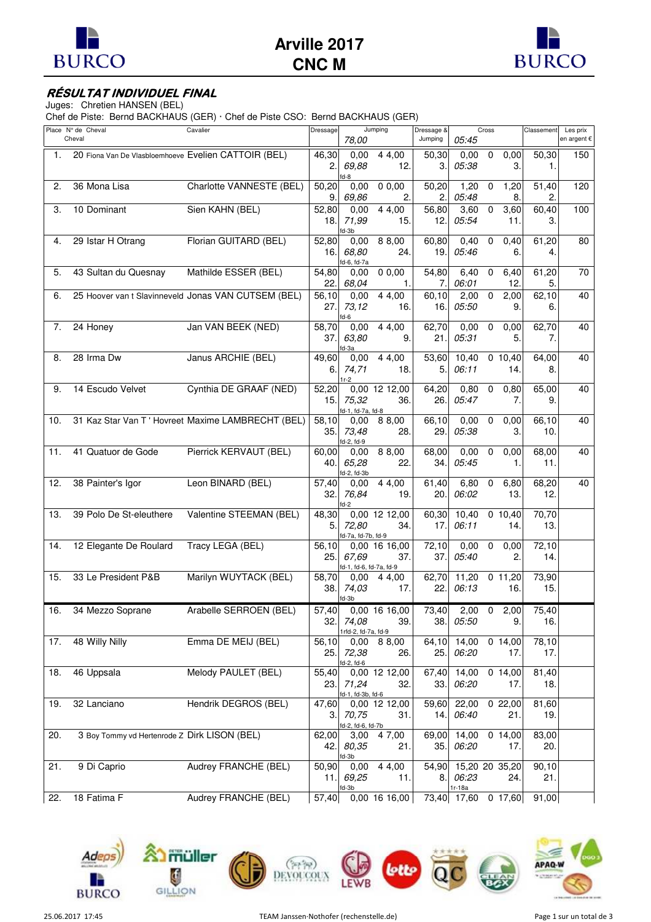# Arville 2017
## CNC M

### *RÉSULTAT INDIVIDUEL FINAL*

Juges: Chretien HANSEN (BEL)
Chef de Piste: Bernd BACKHAUS (GER) · Chef de Piste CSO: Bernd BACKHAUS (GER)

| Place | N° de Cheval / Cheval | Cavalier | Dressage | Jumping 78,00 | | | Dressage & Jumping | Cross 05:45 | | | Classement | Les prix en argent € |
|---|---|---|---|---|---|---|---|---|---|---|---|---|
| 1. | 20 Fiona Van De Vlasbloemhoeve | Evelien CATTOIR (BEL) | 46,30 2. | 0,00 69,88 fd-8 | 4 | 4,00 12. | 50,30 3. | 0,00 05:38 | 0 | 0,00 3. | 50,30 1. | 150 |
| 2. | 36 Mona Lisa | Charlotte VANNESTE (BEL) | 50,20 9. | 0,00 69,86 | 0 | 0,00 2. | 50,20 2. | 1,20 05:48 | 0 | 1,20 8. | 51,40 2. | 120 |
| 3. | 10 Dominant | Sien KAHN (BEL) | 52,80 18. | 0,00 71,99 fd-3b | 4 | 4,00 15. | 56,80 12. | 3,60 05:54 | 0 | 3,60 11. | 60,40 3. | 100 |
| 4. | 29 Istar H Otrang | Florian GUITARD (BEL) | 52,80 16. | 0,00 68,80 fd-6, fd-7a | 8 | 8,00 24. | 60,80 19. | 0,40 05:46 | 0 | 0,40 6. | 61,20 4. | 80 |
| 5. | 43 Sultan du Quesnay | Mathilde ESSER (BEL) | 54,80 22. | 0,00 68,04 | 0 | 0,00 1. | 54,80 7. | 6,40 06:01 | 0 | 6,40 12. | 61,20 5. | 70 |
| 6. | 25 Hoover van t Slavinneveld | Jonas VAN CUTSEM (BEL) | 56,10 27. | 0,00 73,12 fd-6 | 4 | 4,00 16. | 60,10 16. | 2,00 05:50 | 0 | 2,00 9. | 62,10 6. | 40 |
| 7. | 24 Honey | Jan VAN BEEK (NED) | 58,70 37. | 0,00 63,80 fd-3a | 4 | 4,00 9. | 62,70 21. | 0,00 05:31 | 0 | 0,00 5. | 62,70 7. | 40 |
| 8. | 28 Irma Dw | Janus ARCHIE (BEL) | 49,60 6. | 0,00 74,71 1r-2 | 4 | 4,00 18. | 53,60 5. | 10,40 06:11 | 0 | 10,40 14. | 64,00 8. | 40 |
| 9. | 14 Escudo Velvet | Cynthia DE GRAAF (NED) | 52,20 15. | 0,00 75,32 fd-1, fd-7a, fd-8 | 12 | 12,00 36. | 64,20 26. | 0,80 05:47 | 0 | 0,80 7. | 65,00 9. | 40 |
| 10. | 31 Kaz Star Van T ' Hovreet | Maxime LAMBRECHT (BEL) | 58,10 35. | 0,00 73,48 fd-2, fd-9 | 8 | 8,00 28. | 66,10 29. | 0,00 05:38 | 0 | 0,00 3. | 66,10 10. | 40 |
| 11. | 41 Quatuor de Gode | Pierrick KERVAUT (BEL) | 60,00 40. | 0,00 65,28 fd-2, fd-3b | 8 | 8,00 22. | 68,00 34. | 0,00 05:45 | 0 | 0,00 1. | 68,00 11. | 40 |
| 12. | 38 Painter's Igor | Leon BINARD (BEL) | 57,40 32. | 0,00 76,84 fd-2 | 4 | 4,00 19. | 61,40 20. | 6,80 06:02 | 0 | 6,80 13. | 68,20 12. | 40 |
| 13. | 39 Polo De St-eleuthere | Valentine STEEMAN (BEL) | 48,30 5. | 0,00 72,80 fd-7a, fd-7b, fd-9 | 12 | 12,00 34. | 60,30 17. | 10,40 06:11 | 0 | 10,40 14. | 70,70 13. | |
| 14. | 12 Elegante De Roulard | Tracy LEGA (BEL) | 56,10 25. | 0,00 67,69 fd-1, fd-6, fd-7a, fd-9 | 16 | 16,00 37. | 72,10 37. | 0,00 05:40 | 0 | 0,00 2. | 72,10 14. | |
| 15. | 33 Le President P&B | Marilyn WUYTACK (BEL) | 58,70 38. | 0,00 74,03 fd-3b | 4 | 4,00 17. | 62,70 22. | 11,20 06:13 | 0 | 11,20 16. | 73,90 15. | |
| 16. | 34 Mezzo Soprane | Arabelle SERROEN (BEL) | 57,40 32. | 0,00 74,08 1rfd-2, fd-7a, fd-9 | 16 | 16,00 39. | 73,40 38. | 2,00 05:50 | 0 | 2,00 9. | 75,40 16. | |
| 17. | 48 Willy Nilly | Emma DE MEIJ (BEL) | 56,10 25. | 0,00 72,38 fd-2, fd-6 | 8 | 8,00 26. | 64,10 25. | 14,00 06:20 | 0 | 14,00 17. | 78,10 17. | |
| 18. | 46 Uppsala | Melody PAULET (BEL) | 55,40 23. | 0,00 71,24 fd-1, fd-3b, fd-6 | 12 | 12,00 32. | 67,40 33. | 14,00 06:20 | 0 | 14,00 17. | 81,40 18. | |
| 19. | 32 Lanciano | Hendrik DEGROS (BEL) | 47,60 3. | 0,00 70,75 fd-2, fd-6, fd-7b | 12 | 12,00 31. | 59,60 14. | 22,00 06:40 | 0 | 22,00 21. | 81,60 19. | |
| 20. | 3 Boy Tommy vd Hertenrode Z | Dirk LISON (BEL) | 62,00 42. | 3,00 80,35 fd-3b | 4 | 7,00 21. | 69,00 35. | 14,00 06:20 | 0 | 14,00 17. | 83,00 20. | |
| 21. | 9 Di Caprio | Audrey FRANCHE (BEL) | 50,90 11. | 0,00 69,25 fd-3b | 4 | 4,00 11. | 54,90 8. | 15,20 06:23 1r-18a | 20 | 35,20 24. | 90,10 21. | |
| 22. | 18 Fatima F | Audrey FRANCHE (BEL) | 57,40 | 0,00 | 16 | 16,00 | 73,40 | 17,60 | 0 | 17,60 | 91,00 | |

25.06.2017 17:45 TEAM Janssen·Nothofer (rechenstelle.de)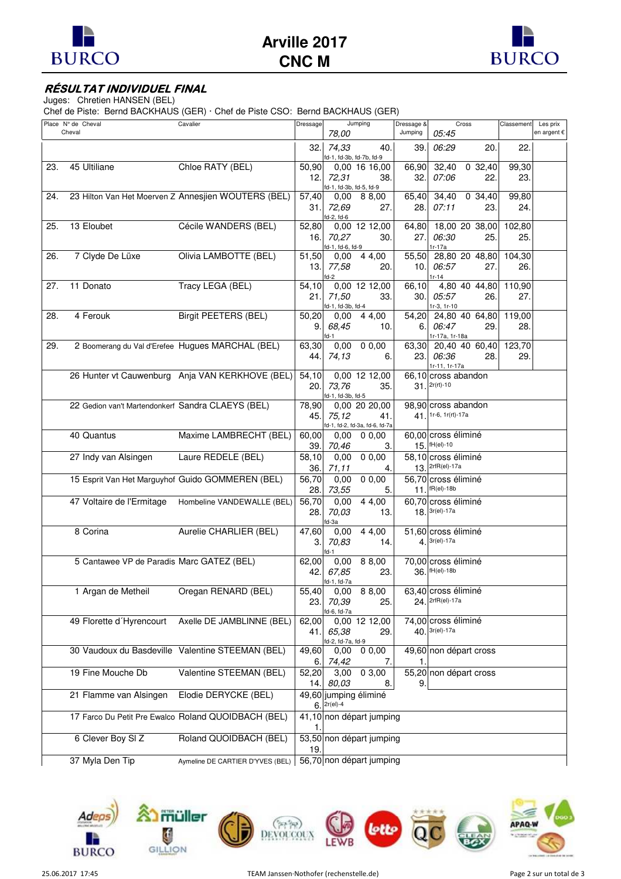# Arville 2017
## CNC M

### *RÉSULTAT INDIVIDUEL FINAL*

Juges: Chretien HANSEN (BEL)

Chef de Piste: Bernd BACKHAUS (GER) · Chef de Piste CSO: Bernd BACKHAUS (GER)

| Place | N° de Cheval / Cheval | Cavalier | Dressage | Jumping 78,00 | Dressage & Jumping | Cross 05:45 | Classement | Les prix en argent € |
|---|---|---|---|---|---|---|---|---|
| | | | 32. | 74,33 40. fd-1, fd-3b, fd-7b, fd-9 | 39. | 06:29 20. | 22. | |
| 23. | 45 Ultiliane | Chloe RATY (BEL) | 50,90 12. | 0,00 16 16,00 72,31 38. fd-1, fd-3b, fd-5, fd-9 | 66,90 32. | 32,40 0 32,40 07:06 22. | 99,30 23. | |
| 24. | 23 Hilton Van Het Moerven Z | Annesjien WOUTERS (BEL) | 57,40 31. | 0,00 8 8,00 72,69 27. fd-2, fd-6 | 65,40 28. | 34,40 0 34,40 07:11 23. | 99,80 24. | |
| 25. | 13 Eloubet | Cécile WANDERS (BEL) | 52,80 16. | 0,00 12 12,00 70,27 30. fd-1, fd-6, fd-9 | 64,80 27. | 18,00 20 38,00 06:30 25. 1r-17a | 102,80 25. | |
| 26. | 7 Clyde De Lüxe | Olivia LAMBOTTE (BEL) | 51,50 13. | 0,00 4 4,00 77,58 20. fd-2 | 55,50 10. | 28,80 20 48,80 06:57 27. 1r-14 | 104,30 26. | |
| 27. | 11 Donato | Tracy LEGA (BEL) | 54,10 21. | 0,00 12 12,00 71,50 33. fd-1, fd-3b, fd-4 | 66,10 30. | 4,80 40 44,80 05:57 26. 1r-3, 1r-10 | 110,90 27. | |
| 28. | 4 Ferouk | Birgit PEETERS (BEL) | 50,20 9. | 0,00 4 4,00 68,45 10. fd-1 | 54,20 6. | 24,80 40 64,80 06:47 29. 1r-17a, 1r-18a | 119,00 28. | |
| 29. | 2 Boomerang du Val d'Erefee | Hugues MARCHAL (BEL) | 63,30 44. | 0,00 0 0,00 74,13 6. | 63,30 23. | 20,40 40 60,40 06:36 28. 1r-11, 1r-17a | 123,70 29. | |
| | 26 Hunter vt Cauwenburg | Anja VAN KERKHOVE (BEL) | 54,10 20. | 0,00 12 12,00 73,76 35. fd-1, fd-3b, fd-5 | 66,10 31. | cross abandon 2r(rt)-10 | | |
| | 22 Gedion van't Martendonkerf | Sandra CLAEYS (BEL) | 78,90 45. | 0,00 20 20,00 75,12 41. fd-1, fd-2, fd-3a, fd-6, fd-7a | 98,90 41. | cross abandon 1r-6, 1r(rt)-17a | | |
| | 40 Quantus | Maxime LAMBRECHT (BEL) | 60,00 39. | 0,00 0 0,00 70,46 3. | 60,00 15. | cross éliminé fH(el)-10 | | |
| | 27 Indy van Alsingen | Laure REDELE (BEL) | 58,10 36. | 0,00 0 0,00 71,11 4. | 58,10 13. | cross éliminé 2rfR(el)-17a | | |
| | 15 Esprit Van Het Marguyhof | Guido GOMMEREN (BEL) | 56,70 28. | 0,00 0 0,00 73,55 5. | 56,70 11. | cross éliminé fR(el)-18b | | |
| | 47 Voltaire de l'Ermitage | Hombeline VANDEWALLE (BEL) | 56,70 28. | 0,00 4 4,00 70,03 13. fd-3a | 60,70 18. | cross éliminé 3r(el)-17a | | |
| | 8 Corina | Aurelie CHARLIER (BEL) | 47,60 3. | 0,00 4 4,00 70,83 14. fd-1 | 51,60 4. | cross éliminé 3r(el)-17a | | |
| | 5 Cantawee VP de Paradis | Marc GATEZ (BEL) | 62,00 42. | 0,00 8 8,00 67,85 23. fd-1, fd-7a | 70,00 36. | cross éliminé fH(el)-18b | | |
| | 1 Argan de Metheil | Oregan RENARD (BEL) | 55,40 23. | 0,00 8 8,00 70,39 25. fd-6, fd-7a | 63,40 24. | cross éliminé 2rfR(el)-17a | | |
| | 49 Florette d´Hyrencourt | Axelle DE JAMBLINNE (BEL) | 62,00 41. | 0,00 12 12,00 65,38 29. fd-2, fd-7a, fd-9 | 74,00 40. | cross éliminé 3r(el)-17a | | |
| | 30 Vaudoux du Basdeville | Valentine STEEMAN (BEL) | 49,60 6. | 0,00 0 0,00 74,42 7. | 49,60 1. | non départ cross | | |
| | 19 Fine Mouche Db | Valentine STEEMAN (BEL) | 52,20 14. | 3,00 0 3,00 80,03 8. | 55,20 9. | non départ cross | | |
| | 21 Flamme van Alsingen | Elodie DERYCKE (BEL) | 49,60 6. | jumping éliminé 2r(el)-4 | | | | |
| | 17 Farco Du Petit Pre Ewalco | Roland QUOIDBACH (BEL) | 41,10 1. | non départ jumping | | | | |
| | 6 Clever Boy Sl Z | Roland QUOIDBACH (BEL) | 53,50 19. | non départ jumping | | | | |
| | 37 Myla Den Tip | Aymeline DE CARTIER D'YVES (BEL) | 56,70 | non départ jumping | | | | |

25.06.2017 17:45 — TEAM Janssen·Nothofer (rechenstelle.de)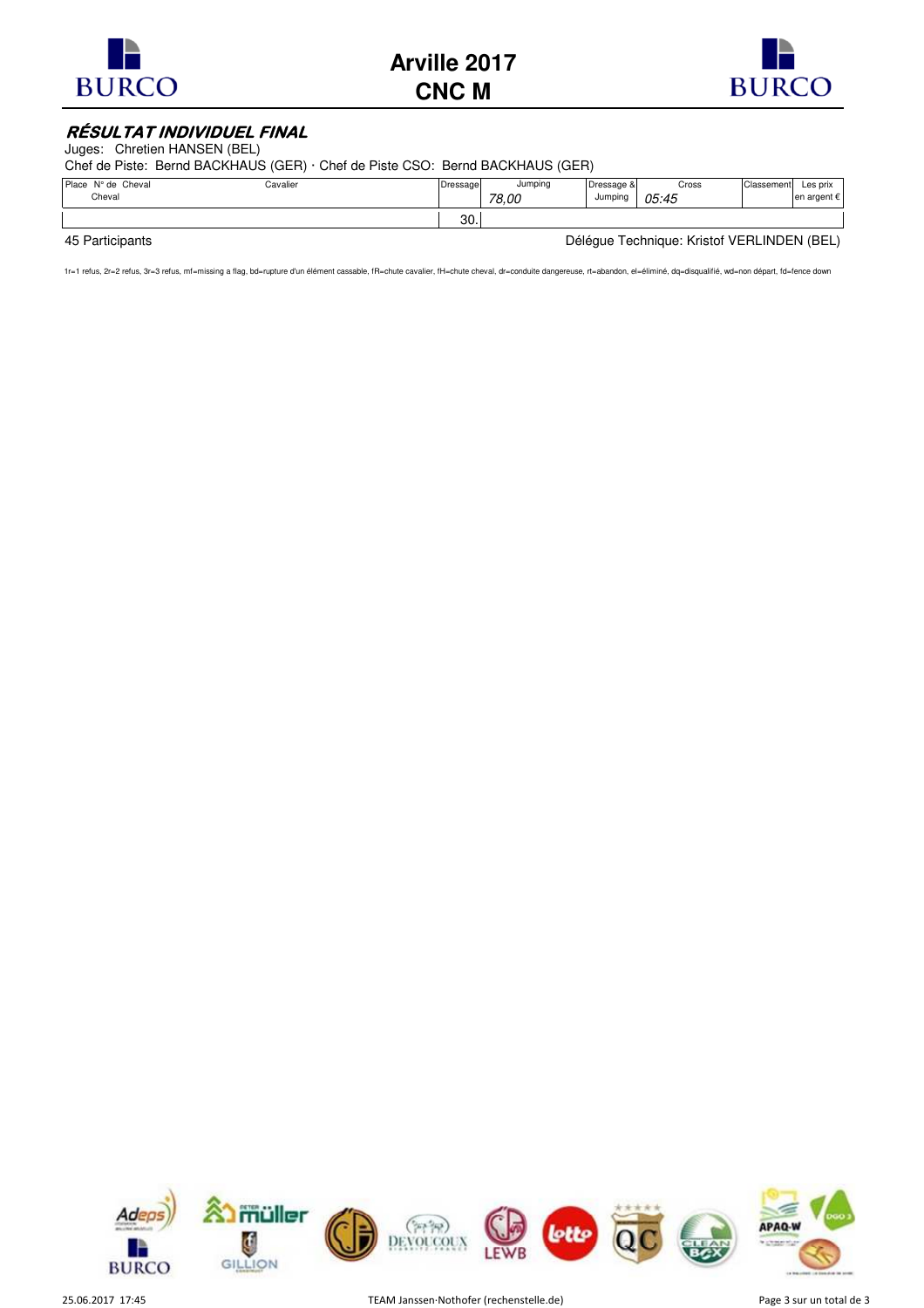# Arville 2017
# CNC M

## *RÉSULTAT INDIVIDUEL FINAL*

Juges: Chretien HANSEN (BEL)

Chef de Piste: Bernd BACKHAUS (GER) · Chef de Piste CSO: Bernd BACKHAUS (GER)

| Place | N° de Cheval | Cheval | Cavalier | Dressage | Jumping 78,00 | Dressage & Jumping | Cross 05:45 | Classement | Les prix en argent € |
|---|---|---|---|---|---|---|---|---|---|
| | | | | 30. | | | | | |

45 Participants

Délégue Technique: Kristof VERLINDEN (BEL)

1r=1 refus, 2r=2 refus, 3r=3 refus, mf=missing a flag, bd=rupture d'un élément cassable, fR=chute cavalier, fH=chute cheval, dr=conduite dangereuse, rt=abandon, el=éliminé, dq=disqualifié, wd=non départ, fd=fence down

25.06.2017 17:45

TEAM Janssen·Nothofer (rechenstelle.de)